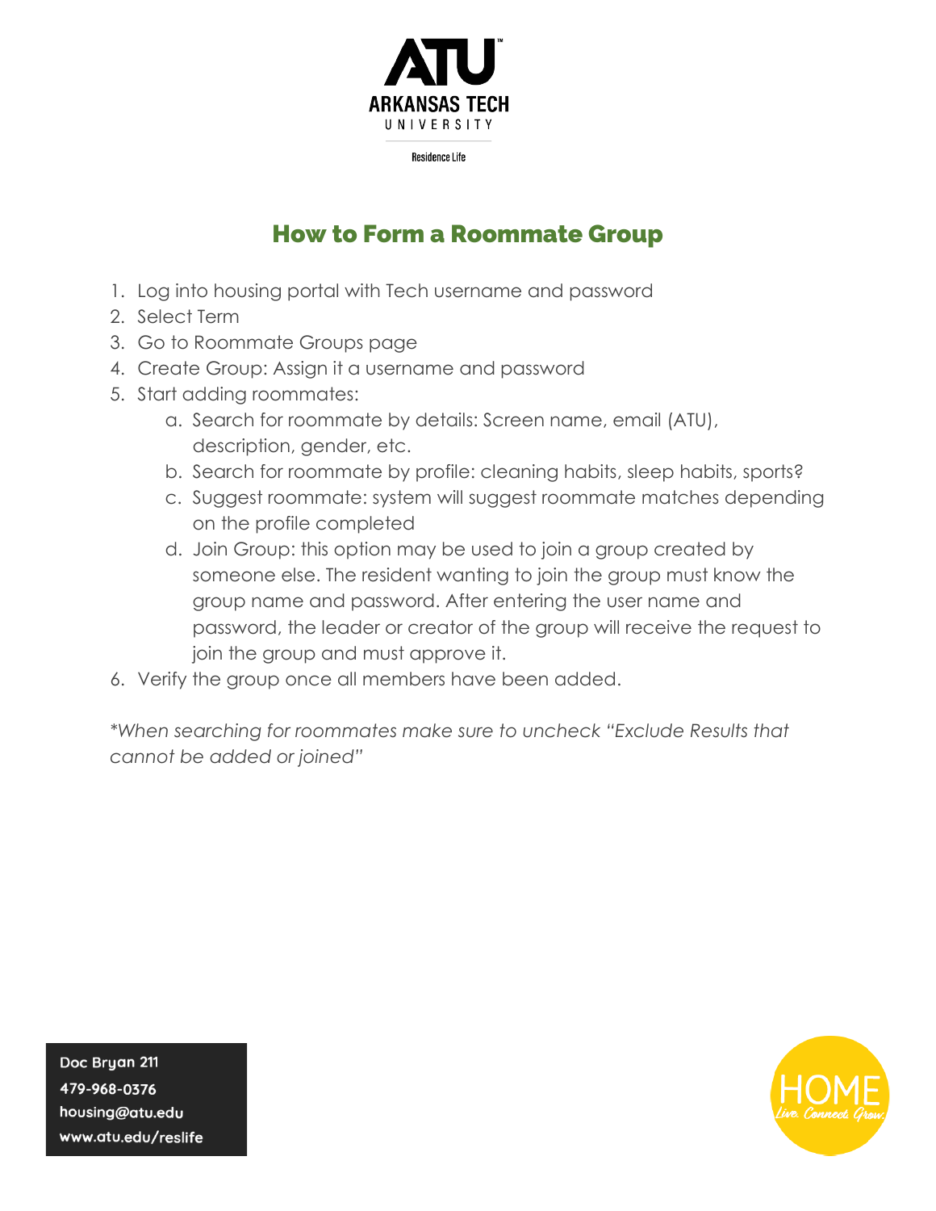ARKANSAS TECH UNIVERSITY

Residence Life

# How to Form a Roommate Group

1. Log into housing portal with Tech username and password
2. Select Term
3. Go to Roommate Groups page
4. Create Group: Assign it a username and password
5. Start adding roommates:
   a. Search for roommate by details: Screen name, email (ATU), description, gender, etc.
   b. Search for roommate by profile: cleaning habits, sleep habits, sports?
   c. Suggest roommate: system will suggest roommate matches depending on the profile completed
   d. Join Group: this option may be used to join a group created by someone else. The resident wanting to join the group must know the group name and password. After entering the user name and password, the leader or creator of the group will receive the request to join the group and must approve it.
6. Verify the group once all members have been added.

*\*When searching for roommates make sure to uncheck "Exclude Results that cannot be added or joined"*

**Doc Bryan 211**
**479-968-0376**
**housing@atu.edu**
**www.atu.edu/reslife**

HOME
Live. Connect. Grow.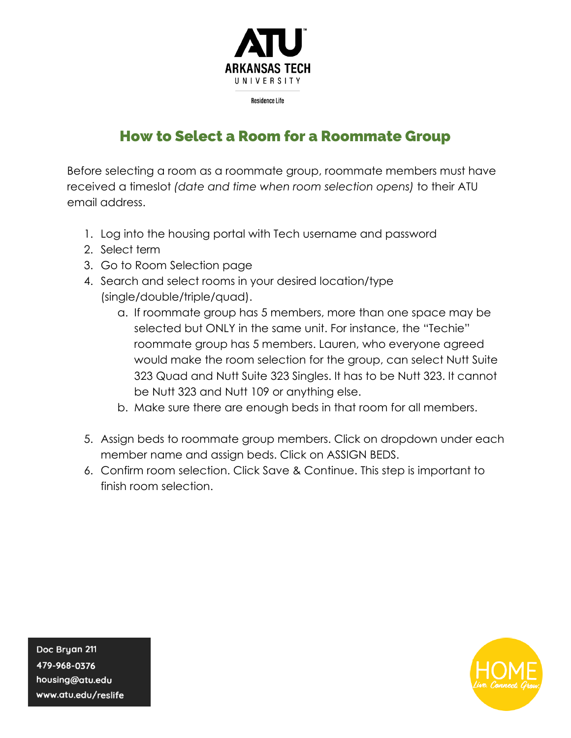ATU
ARKANSAS TECH
UNIVERSITY

Residence Life

# How to Select a Room for a Roommate Group

Before selecting a room as a roommate group, roommate members must have received a timeslot *(date and time when room selection opens)* to their ATU email address.

1. Log into the housing portal with Tech username and password
2. Select term
3. Go to Room Selection page
4. Search and select rooms in your desired location/type (single/double/triple/quad).
   a. If roommate group has 5 members, more than one space may be selected but ONLY in the same unit. For instance, the "Techie" roommate group has 5 members. Lauren, who everyone agreed would make the room selection for the group, can select Nutt Suite 323 Quad and Nutt Suite 323 Singles. It has to be Nutt 323. It cannot be Nutt 323 and Nutt 109 or anything else.
   b. Make sure there are enough beds in that room for all members.
5. Assign beds to roommate group members. Click on dropdown under each member name and assign beds. Click on ASSIGN BEDS.
6. Confirm room selection. Click Save & Continue. This step is important to finish room selection.

Doc Bryan 211
479-968-0376
housing@atu.edu
www.atu.edu/reslife

HOME
Live. Connect. Grow.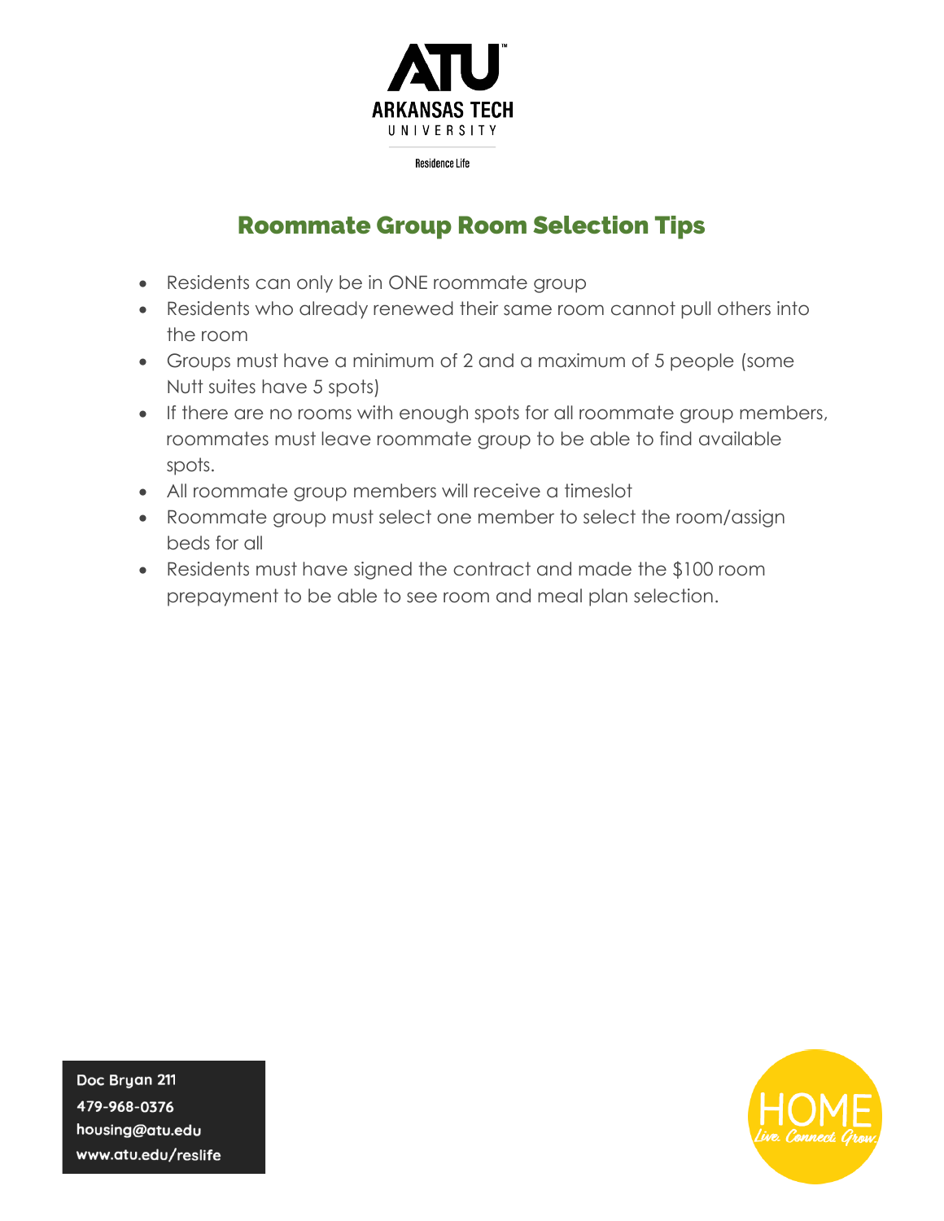ATU
ARKANSAS TECH
UNIVERSITY

Residence Life

## Roommate Group Room Selection Tips

- Residents can only be in ONE roommate group
- Residents who already renewed their same room cannot pull others into the room
- Groups must have a minimum of 2 and a maximum of 5 people (some Nutt suites have 5 spots)
- If there are no rooms with enough spots for all roommate group members, roommates must leave roommate group to be able to find available spots.
- All roommate group members will receive a timeslot
- Roommate group must select one member to select the room/assign beds for all
- Residents must have signed the contract and made the $100 room prepayment to be able to see room and meal plan selection.

Doc Bryan 211
479-968-0376
housing@atu.edu
www.atu.edu/reslife

HOME
Live. Connect. Grow.